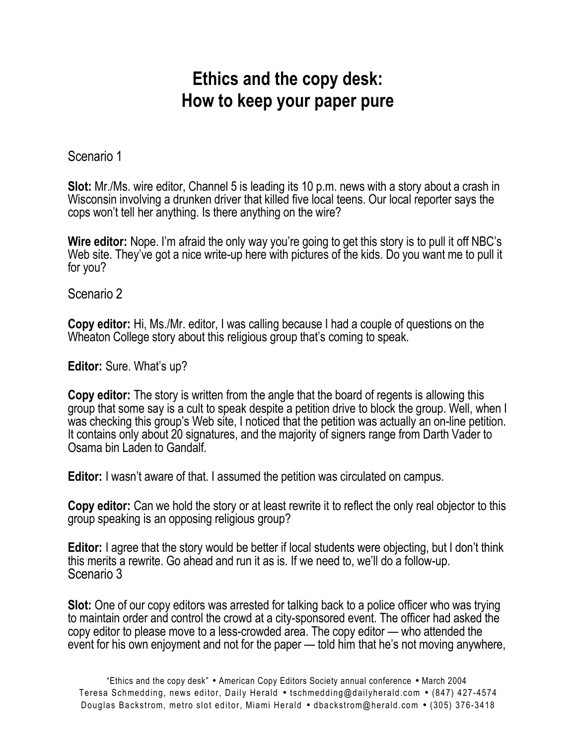# Ethics and the copy desk: How to keep your paper pure

Scenario 1

**Slot:** Mr./Ms. wire editor, Channel 5 is leading its 10 p.m. news with a story about a crash in Wisconsin involving a drunken driver that killed five local teens. Our local reporter says the cops won't tell her anything. Is there anything on the wire?

**Wire editor:** Nope. I'm afraid the only way you're going to get this story is to pull it off NBC's Web site. They've got a nice write-up here with pictures of the kids. Do you want me to pull it for you?

Scenario 2

**Copy editor:** Hi, Ms./Mr. editor, I was calling because I had a couple of questions on the Wheaton College story about this religious group that's coming to speak.

**Editor:** Sure. What's up?

**Copy editor:** The story is written from the angle that the board of regents is allowing this group that some say is a cult to speak despite a petition drive to block the group. Well, when I was checking this group's Web site, I noticed that the petition was actually an on-line petition. It contains only about 20 signatures, and the majority of signers range from Darth Vader to Osama bin Laden to Gandalf.

**Editor:** I wasn't aware of that. I assumed the petition was circulated on campus.

**Copy editor:** Can we hold the story or at least rewrite it to reflect the only real objector to this group speaking is an opposing religious group?

**Editor:** I agree that the story would be better if local students were objecting, but I don't think this merits a rewrite. Go ahead and run it as is. If we need to, we'll do a follow-up.

Scenario 3

**Slot:** One of our copy editors was arrested for talking back to a police officer who was trying to maintain order and control the crowd at a city-sponsored event. The officer had asked the copy editor to please move to a less-crowded area. The copy editor — who attended the event for his own enjoyment and not for the paper — told him that he's not moving anywhere,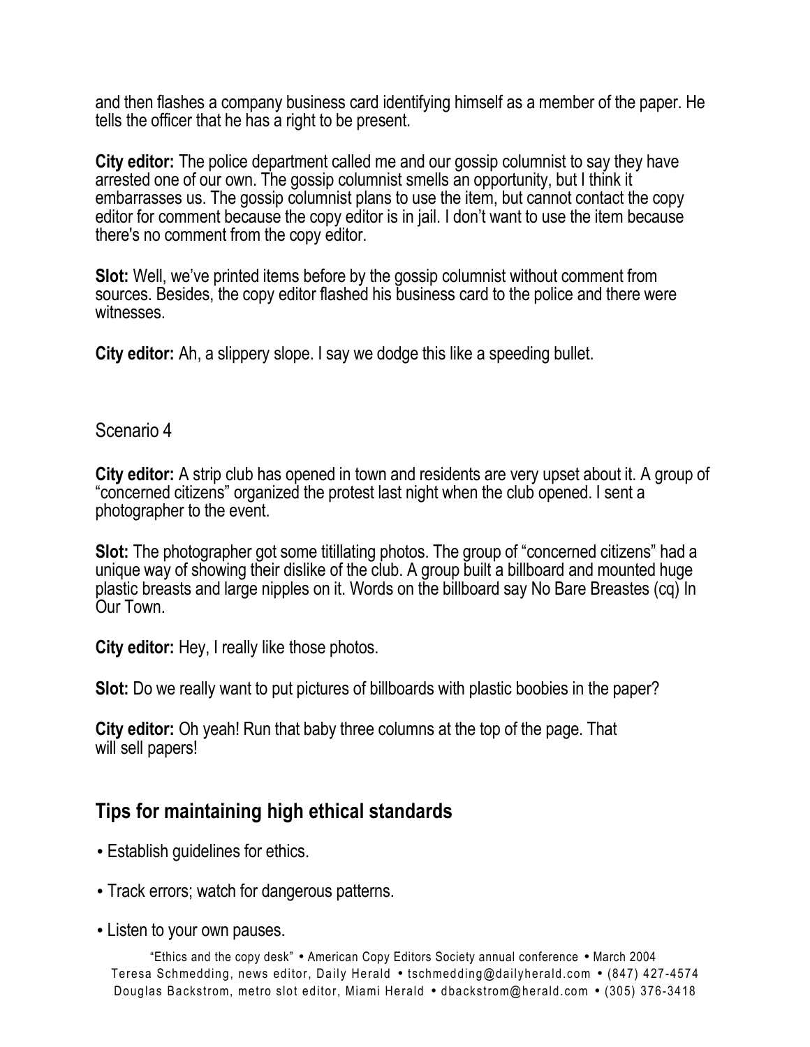and then flashes a company business card identifying himself as a member of the paper. He tells the officer that he has a right to be present.

**City editor:** The police department called me and our gossip columnist to say they have arrested one of our own. The gossip columnist smells an opportunity, but I think it embarrasses us. The gossip columnist plans to use the item, but cannot contact the copy editor for comment because the copy editor is in jail. I don't want to use the item because there's no comment from the copy editor.

**Slot:** Well, we've printed items before by the gossip columnist without comment from sources. Besides, the copy editor flashed his business card to the police and there were witnesses.

**City editor:** Ah, a slippery slope. I say we dodge this like a speeding bullet.

Scenario 4

**City editor:** A strip club has opened in town and residents are very upset about it. A group of "concerned citizens" organized the protest last night when the club opened. I sent a photographer to the event.

**Slot:** The photographer got some titillating photos. The group of "concerned citizens" had a unique way of showing their dislike of the club. A group built a billboard and mounted huge plastic breasts and large nipples on it. Words on the billboard say No Bare Breastes (cq) In Our Town.

**City editor:** Hey, I really like those photos.

**Slot:** Do we really want to put pictures of billboards with plastic boobies in the paper?

**City editor:** Oh yeah! Run that baby three columns at the top of the page. That will sell papers!

## Tips for maintaining high ethical standards

- Establish guidelines for ethics.
- Track errors; watch for dangerous patterns.
- Listen to your own pauses.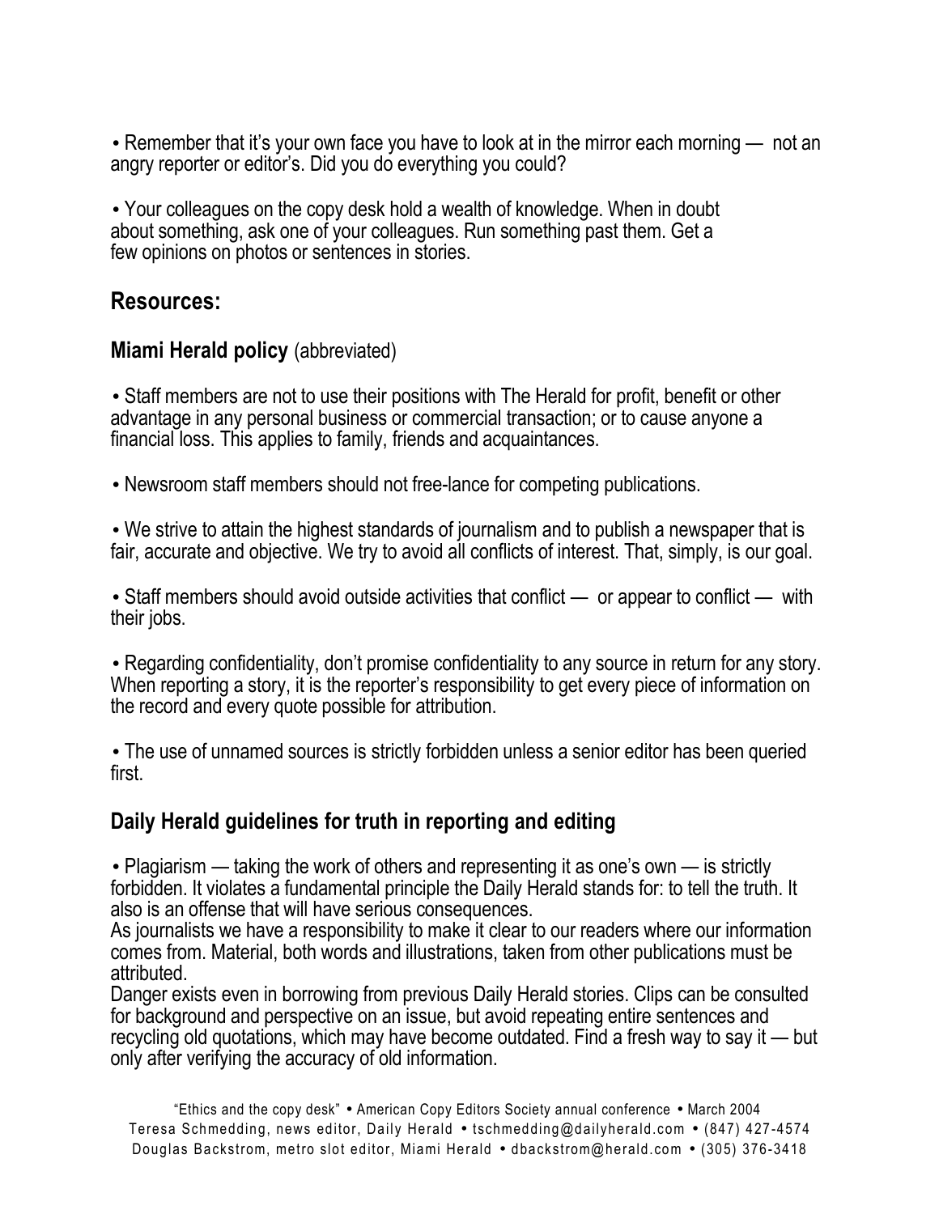• Remember that it’s your own face you have to look at in the mirror each morning — not an angry reporter or editor’s. Did you do everything you could?

• Your colleagues on the copy desk hold a wealth of knowledge. When in doubt about something, ask one of your colleagues. Run something past them. Get a few opinions on photos or sentences in stories.

## Resources:

### Miami Herald policy (abbreviated)

• Staff members are not to use their positions with The Herald for profit, benefit or other advantage in any personal business or commercial transaction; or to cause anyone a financial loss. This applies to family, friends and acquaintances.

• Newsroom staff members should not free-lance for competing publications.

• We strive to attain the highest standards of journalism and to publish a newspaper that is fair, accurate and objective. We try to avoid all conflicts of interest. That, simply, is our goal.

• Staff members should avoid outside activities that conflict — or appear to conflict — with their jobs.

• Regarding confidentiality, don’t promise confidentiality to any source in return for any story. When reporting a story, it is the reporter’s responsibility to get every piece of information on the record and every quote possible for attribution.

• The use of unnamed sources is strictly forbidden unless a senior editor has been queried first.

### Daily Herald guidelines for truth in reporting and editing

• Plagiarism — taking the work of others and representing it as one’s own — is strictly forbidden. It violates a fundamental principle the Daily Herald stands for: to tell the truth. It also is an offense that will have serious consequences.
As journalists we have a responsibility to make it clear to our readers where our information comes from. Material, both words and illustrations, taken from other publications must be attributed.
Danger exists even in borrowing from previous Daily Herald stories. Clips can be consulted for background and perspective on an issue, but avoid repeating entire sentences and recycling old quotations, which may have become outdated. Find a fresh way to say it — but only after verifying the accuracy of old information.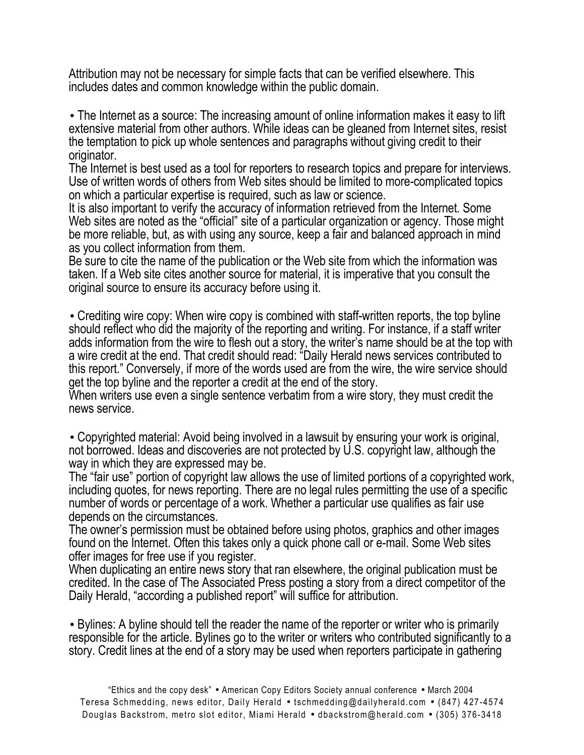Attribution may not be necessary for simple facts that can be verified elsewhere. This includes dates and common knowledge within the public domain.

• The Internet as a source: The increasing amount of online information makes it easy to lift extensive material from other authors. While ideas can be gleaned from Internet sites, resist the temptation to pick up whole sentences and paragraphs without giving credit to their originator.
The Internet is best used as a tool for reporters to research topics and prepare for interviews. Use of written words of others from Web sites should be limited to more-complicated topics on which a particular expertise is required, such as law or science.
It is also important to verify the accuracy of information retrieved from the Internet. Some Web sites are noted as the "official" site of a particular organization or agency. Those might be more reliable, but, as with using any source, keep a fair and balanced approach in mind as you collect information from them.
Be sure to cite the name of the publication or the Web site from which the information was taken. If a Web site cites another source for material, it is imperative that you consult the original source to ensure its accuracy before using it.

• Crediting wire copy: When wire copy is combined with staff-written reports, the top byline should reflect who did the majority of the reporting and writing. For instance, if a staff writer adds information from the wire to flesh out a story, the writer's name should be at the top with a wire credit at the end. That credit should read: "Daily Herald news services contributed to this report." Conversely, if more of the words used are from the wire, the wire service should get the top byline and the reporter a credit at the end of the story.
When writers use even a single sentence verbatim from a wire story, they must credit the news service.

• Copyrighted material: Avoid being involved in a lawsuit by ensuring your work is original, not borrowed. Ideas and discoveries are not protected by U.S. copyright law, although the way in which they are expressed may be.
The "fair use" portion of copyright law allows the use of limited portions of a copyrighted work, including quotes, for news reporting. There are no legal rules permitting the use of a specific number of words or percentage of a work. Whether a particular use qualifies as fair use depends on the circumstances.
The owner's permission must be obtained before using photos, graphics and other images found on the Internet. Often this takes only a quick phone call or e-mail. Some Web sites offer images for free use if you register.
When duplicating an entire news story that ran elsewhere, the original publication must be credited. In the case of The Associated Press posting a story from a direct competitor of the Daily Herald, "according a published report" will suffice for attribution.

• Bylines: A byline should tell the reader the name of the reporter or writer who is primarily responsible for the article. Bylines go to the writer or writers who contributed significantly to a story. Credit lines at the end of a story may be used when reporters participate in gathering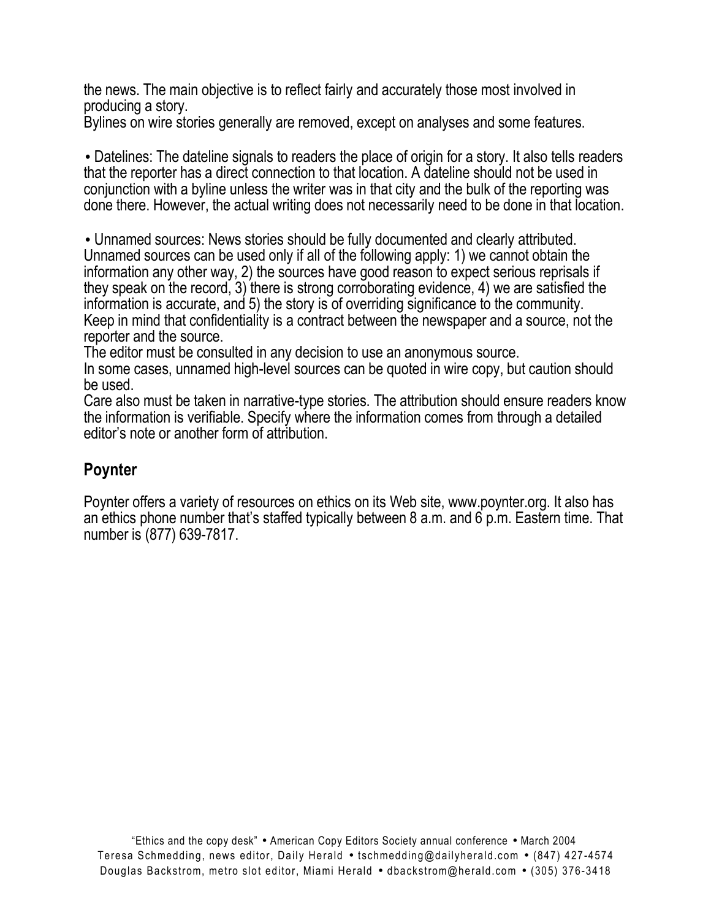the news. The main objective is to reflect fairly and accurately those most involved in producing a story.
Bylines on wire stories generally are removed, except on analyses and some features.

• Datelines: The dateline signals to readers the place of origin for a story. It also tells readers that the reporter has a direct connection to that location. A dateline should not be used in conjunction with a byline unless the writer was in that city and the bulk of the reporting was done there. However, the actual writing does not necessarily need to be done in that location.

• Unnamed sources: News stories should be fully documented and clearly attributed. Unnamed sources can be used only if all of the following apply: 1) we cannot obtain the information any other way, 2) the sources have good reason to expect serious reprisals if they speak on the record, 3) there is strong corroborating evidence, 4) we are satisfied the information is accurate, and 5) the story is of overriding significance to the community. Keep in mind that confidentiality is a contract between the newspaper and a source, not the reporter and the source.
The editor must be consulted in any decision to use an anonymous source.
In some cases, unnamed high-level sources can be quoted in wire copy, but caution should be used.
Care also must be taken in narrative-type stories. The attribution should ensure readers know the information is verifiable. Specify where the information comes from through a detailed editor's note or another form of attribution.

## Poynter

Poynter offers a variety of resources on ethics on its Web site, www.poynter.org. It also has an ethics phone number that's staffed typically between 8 a.m. and 6 p.m. Eastern time. That number is (877) 639-7817.